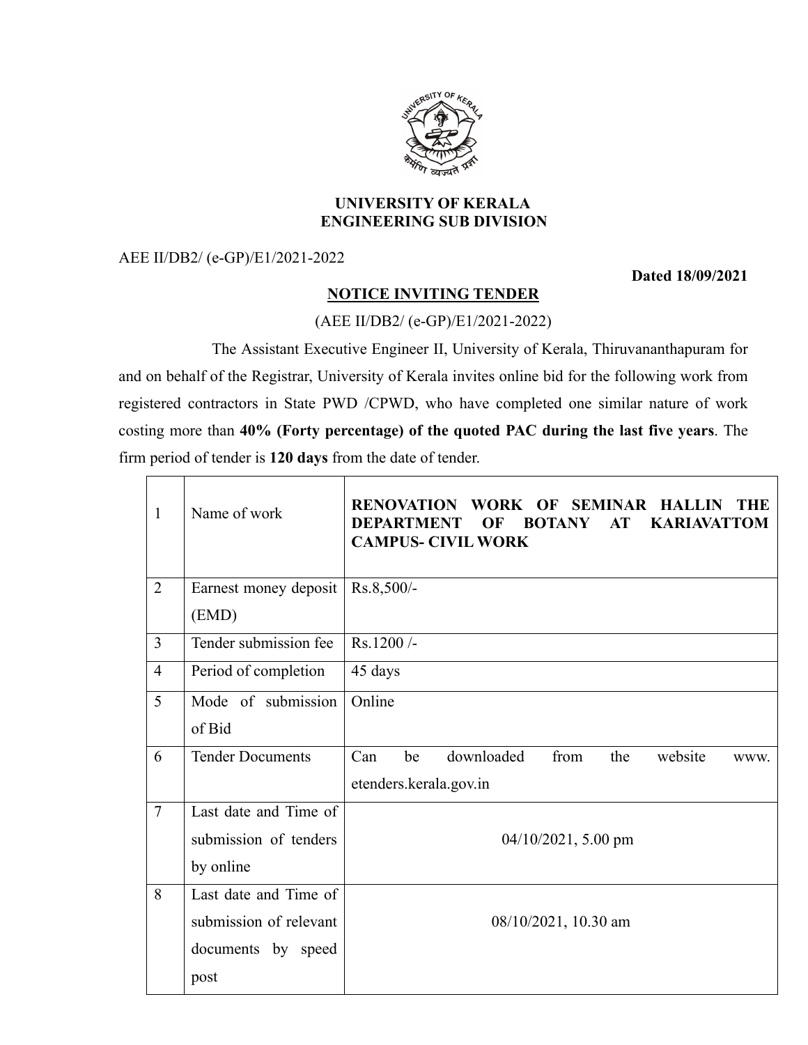# UNIVERSITY OF KERALA
## ENGINEERING SUB DIVISION

AEE II/DB2/ (e-GP)/E1/2021-2022

**Dated 18/09/2021**

### NOTICE INVITING TENDER

(AEE II/DB2/ (e-GP)/E1/2021-2022)

The Assistant Executive Engineer II, University of Kerala, Thiruvananthapuram for and on behalf of the Registrar, University of Kerala invites online bid for the following work from registered contractors in State PWD /CPWD, who have completed one similar nature of work costing more than **40% (Forty percentage) of the quoted PAC during the last five years**. The firm period of tender is **120 days** from the date of tender.

| | | |
|---|---|---|
| 1 | Name of work | **RENOVATION WORK OF SEMINAR HALLIN THE DEPARTMENT OF BOTANY AT KARIAVATTOM CAMPUS- CIVIL WORK** |
| 2 | Earnest money deposit (EMD) | Rs.8,500/- |
| 3 | Tender submission fee | Rs.1200 /- |
| 4 | Period of completion | 45 days |
| 5 | Mode of submission of Bid | Online |
| 6 | Tender Documents | Can be downloaded from the website www. etenders.kerala.gov.in |
| 7 | Last date and Time of submission of tenders by online | 04/10/2021, 5.00 pm |
| 8 | Last date and Time of submission of relevant documents by speed post | 08/10/2021, 10.30 am |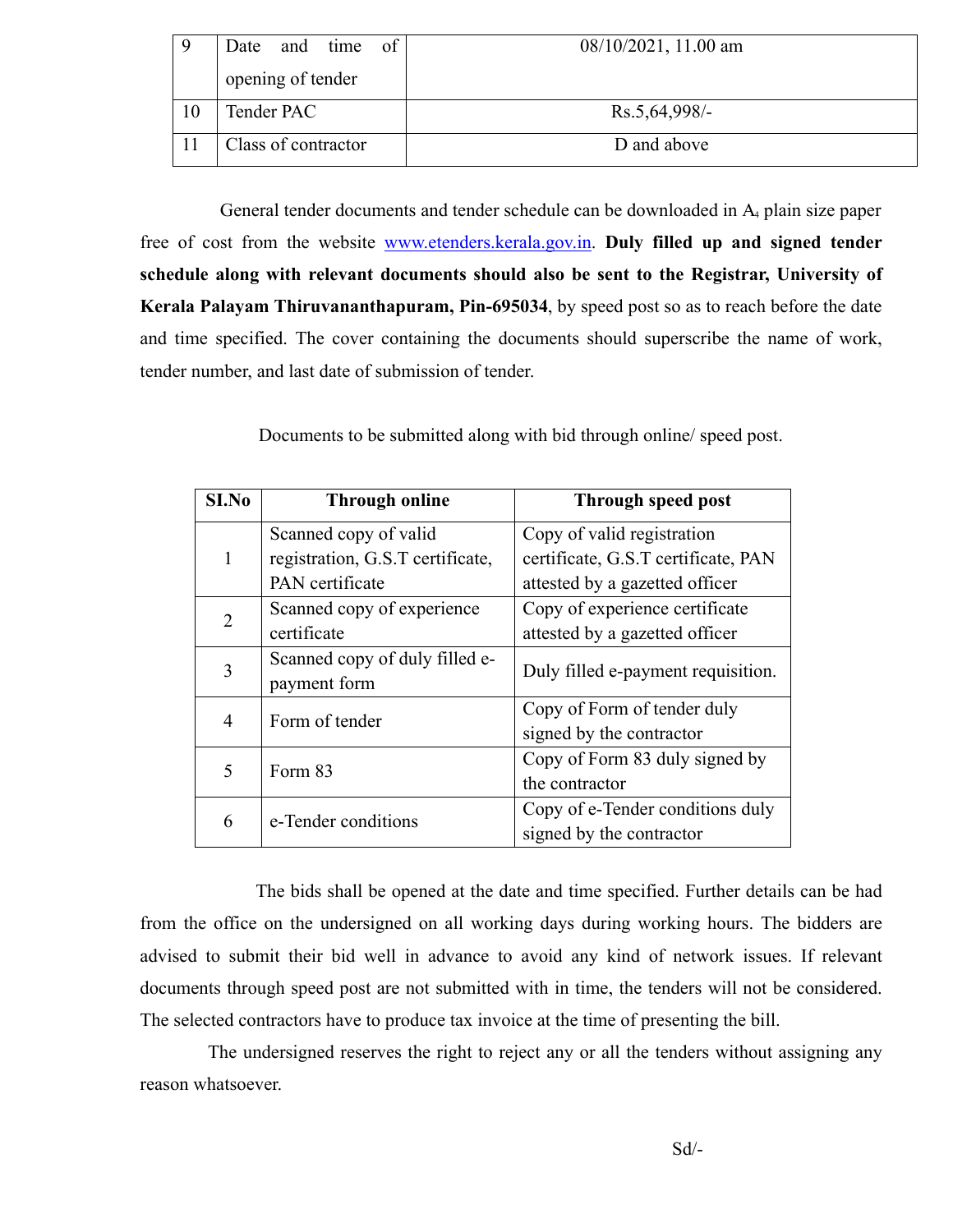| 9 | Date and time of opening of tender | 08/10/2021, 11.00 am |
|---|---|---|
| 10 | Tender PAC | Rs.5,64,998/- |
| 11 | Class of contractor | D and above |

General tender documents and tender schedule can be downloaded in $A_4$ plain size paper free of cost from the website [www.etenders.kerala.gov.in](http://www.etenders.kerala.gov.in). **Duly filled up and signed tender schedule along with relevant documents should also be sent to the Registrar, University of Kerala Palayam Thiruvananthapuram, Pin-695034**, by speed post so as to reach before the date and time specified. The cover containing the documents should superscribe the name of work, tender number, and last date of submission of tender.

Documents to be submitted along with bid through online/ speed post.

| SI.No | Through online | Through speed post |
|---|---|---|
| 1 | Scanned copy of valid registration, G.S.T certificate, PAN certificate | Copy of valid registration certificate, G.S.T certificate, PAN attested by a gazetted officer |
| 2 | Scanned copy of experience certificate | Copy of experience certificate attested by a gazetted officer |
| 3 | Scanned copy of duly filled e-payment form | Duly filled e-payment requisition. |
| 4 | Form of tender | Copy of Form of tender duly signed by the contractor |
| 5 | Form 83 | Copy of Form 83 duly signed by the contractor |
| 6 | e-Tender conditions | Copy of e-Tender conditions duly signed by the contractor |

The bids shall be opened at the date and time specified. Further details can be had from the office on the undersigned on all working days during working hours. The bidders are advised to submit their bid well in advance to avoid any kind of network issues. If relevant documents through speed post are not submitted with in time, the tenders will not be considered. The selected contractors have to produce tax invoice at the time of presenting the bill.

The undersigned reserves the right to reject any or all the tenders without assigning any reason whatsoever.

Sd/-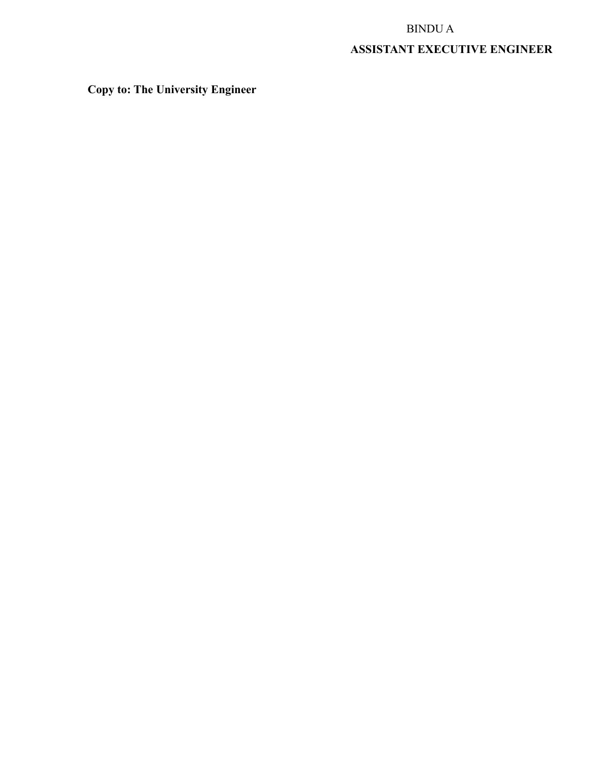BINDU A

**ASSISTANT EXECUTIVE ENGINEER**

**Copy to: The University Engineer**